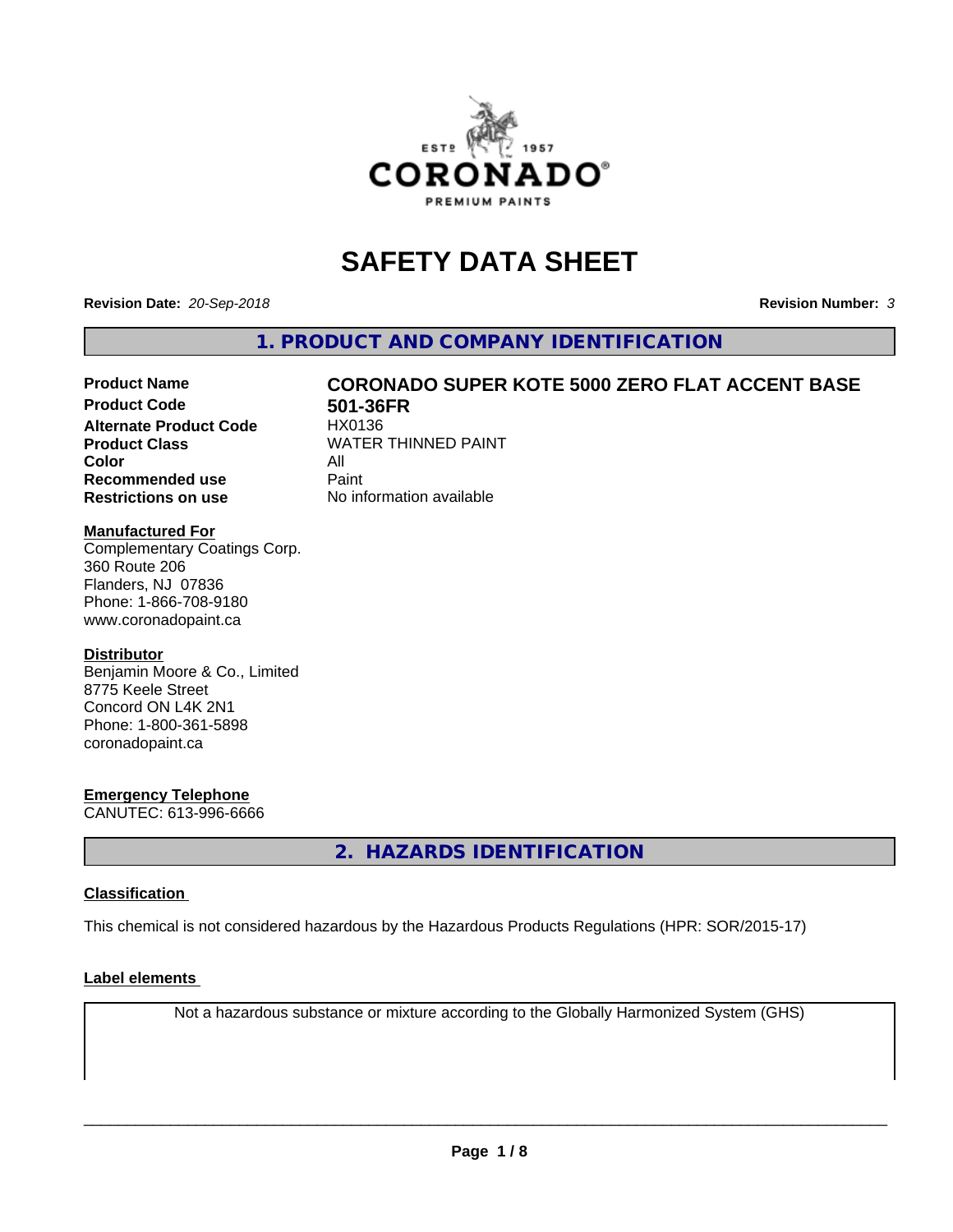# SAFETY DATA SHEET

**Revision Date:** *20-Sep-2018*

**Revision Number:** *3*

## 1. PRODUCT AND COMPANY IDENTIFICATION

| | |
|---|---|
| **Product Name** | **CORONADO SUPER KOTE 5000 ZERO FLAT ACCENT BASE** |
| **Product Code** | **501-36FR** |
| **Alternate Product Code** | HX0136 |
| **Product Class** | WATER THINNED PAINT |
| **Color** | All |
| **Recommended use** | Paint |
| **Restrictions on use** | No information available |

**Manufactured For**
Complementary Coatings Corp.
360 Route 206
Flanders, NJ 07836
Phone: 1-866-708-9180
www.coronadopaint.ca

**Distributor**
Benjamin Moore & Co., Limited
8775 Keele Street
Concord ON L4K 2N1
Phone: 1-800-361-5898
coronadopaint.ca

**Emergency Telephone**
CANUTEC: 613-996-6666

## 2. HAZARDS IDENTIFICATION

**Classification**

This chemical is not considered hazardous by the Hazardous Products Regulations (HPR: SOR/2015-17)

**Label elements**

Not a hazardous substance or mixture according to the Globally Harmonized System (GHS)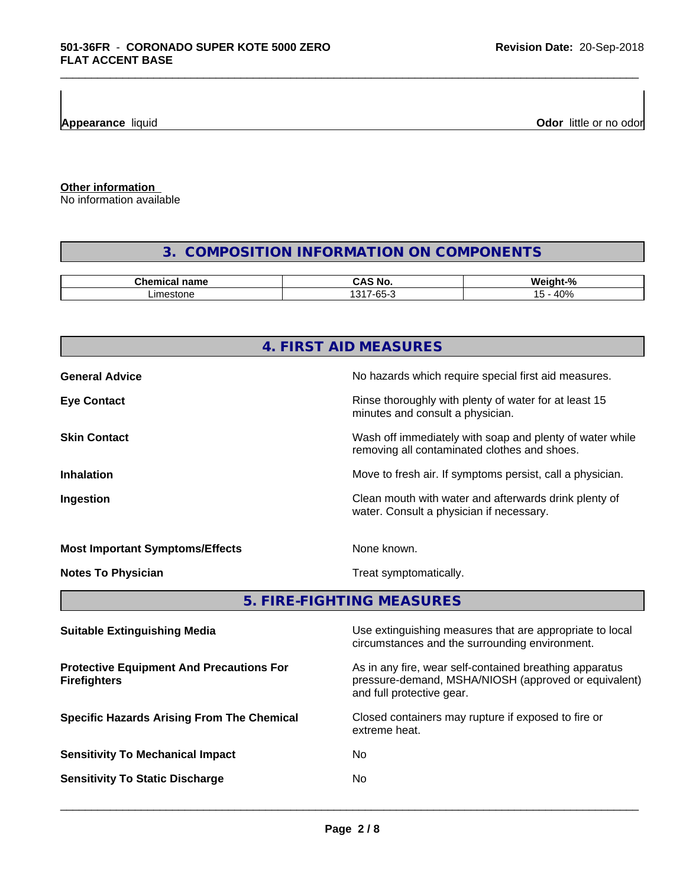**Appearance** liquid **Odor** little or no odor

**Other information**
No information available

## 3. COMPOSITION INFORMATION ON COMPONENTS

| Chemical name | CAS No. | Weight-% |
|---|---|---|
| Limestone | 1317-65-3 | 15 - 40% |

## 4. FIRST AID MEASURES

**General Advice** No hazards which require special first aid measures.

**Eye Contact** Rinse thoroughly with plenty of water for at least 15 minutes and consult a physician.

**Skin Contact** Wash off immediately with soap and plenty of water while removing all contaminated clothes and shoes.

**Inhalation** Move to fresh air. If symptoms persist, call a physician.

**Ingestion** Clean mouth with water and afterwards drink plenty of water. Consult a physician if necessary.

**Most Important Symptoms/Effects** None known.

**Notes To Physician** Treat symptomatically.

## 5. FIRE-FIGHTING MEASURES

**Suitable Extinguishing Media** Use extinguishing measures that are appropriate to local circumstances and the surrounding environment.

**Protective Equipment And Precautions For Firefighters** As in any fire, wear self-contained breathing apparatus pressure-demand, MSHA/NIOSH (approved or equivalent) and full protective gear.

**Specific Hazards Arising From The Chemical** Closed containers may rupture if exposed to fire or extreme heat.

**Sensitivity To Mechanical Impact** No

**Sensitivity To Static Discharge** No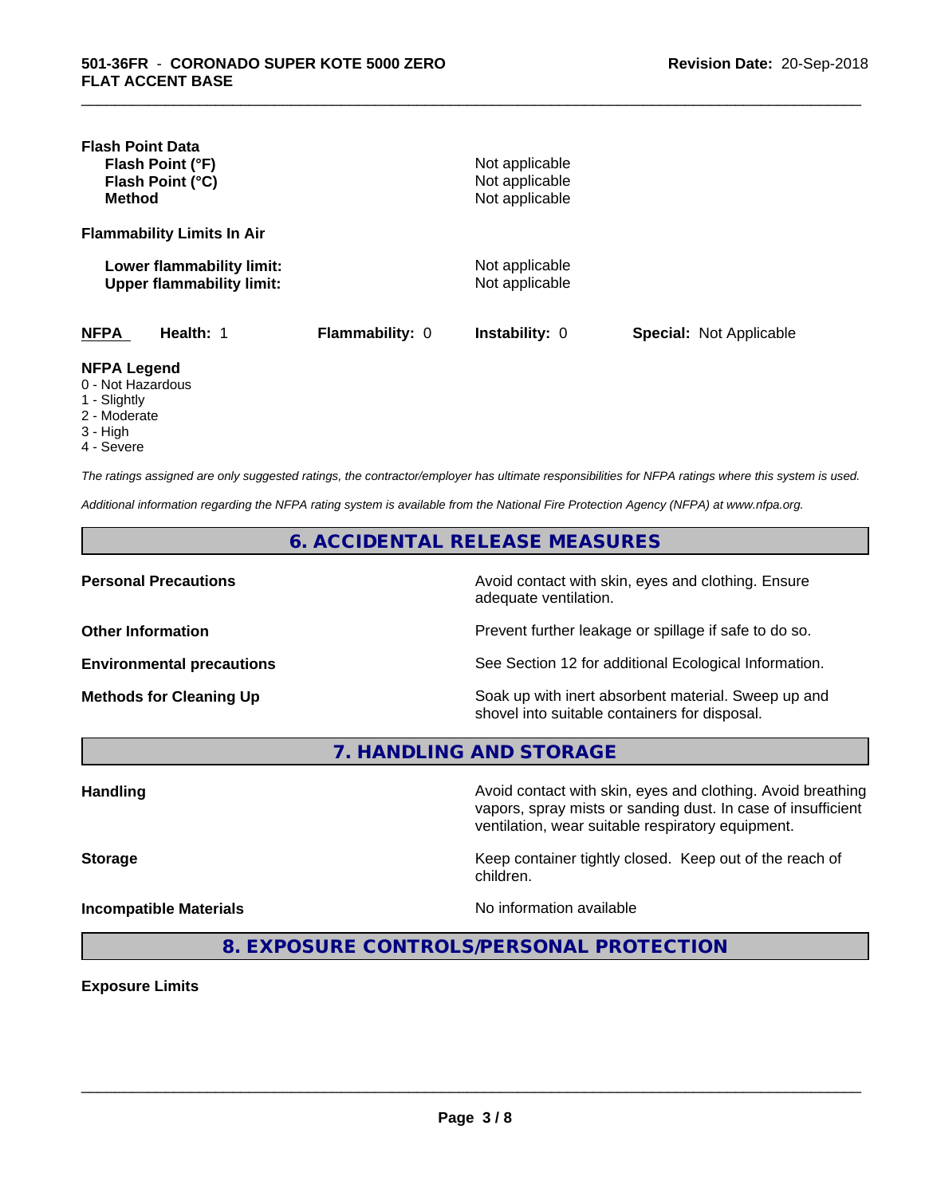**Flash Point Data**

| | |
|---|---|
| **Flash Point (°F)** | Not applicable |
| **Flash Point (°C)** | Not applicable |
| **Method** | Not applicable |

**Flammability Limits In Air**

| | |
|---|---|
| **Lower flammability limit:** | Not applicable |
| **Upper flammability limit:** | Not applicable |

| **NFPA** | **Health:** 1 | **Flammability:** 0 | **Instability:** 0 | **Special:** Not Applicable |
|---|---|---|---|---|

**NFPA Legend**

- 0 - Not Hazardous
- 1 - Slightly
- 2 - Moderate
- 3 - High
- 4 - Severe

*The ratings assigned are only suggested ratings, the contractor/employer has ultimate responsibilities for NFPA ratings where this system is used.*

*Additional information regarding the NFPA rating system is available from the National Fire Protection Agency (NFPA) at www.nfpa.org.*

## 6. ACCIDENTAL RELEASE MEASURES

| | |
|---|---|
| **Personal Precautions** | Avoid contact with skin, eyes and clothing. Ensure adequate ventilation. |
| **Other Information** | Prevent further leakage or spillage if safe to do so. |
| **Environmental precautions** | See Section 12 for additional Ecological Information. |
| **Methods for Cleaning Up** | Soak up with inert absorbent material. Sweep up and shovel into suitable containers for disposal. |

## 7. HANDLING AND STORAGE

| | |
|---|---|
| **Handling** | Avoid contact with skin, eyes and clothing. Avoid breathing vapors, spray mists or sanding dust. In case of insufficient ventilation, wear suitable respiratory equipment. |
| **Storage** | Keep container tightly closed. Keep out of the reach of children. |
| **Incompatible Materials** | No information available |

## 8. EXPOSURE CONTROLS/PERSONAL PROTECTION

**Exposure Limits**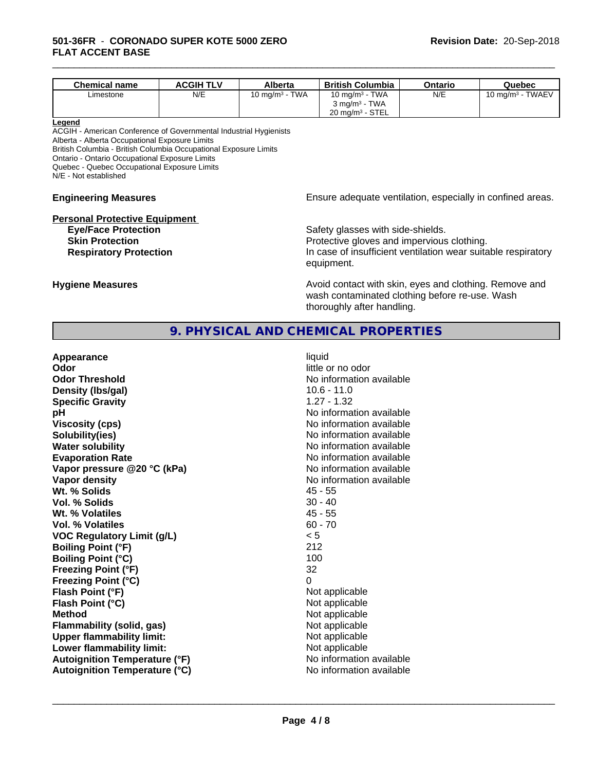| Chemical name | ACGIH TLV | Alberta | British Columbia | Ontario | Quebec |
|---|---|---|---|---|---|
| Limestone | N/E | 10 mg/m³ - TWA | 10 mg/m³ - TWA<br>3 mg/m³ - TWA<br>20 mg/m³ - STEL | N/E | 10 mg/m³ - TWAEV |

**Legend**

ACGIH - American Conference of Governmental Industrial Hygienists
Alberta - Alberta Occupational Exposure Limits
British Columbia - British Columbia Occupational Exposure Limits
Ontario - Ontario Occupational Exposure Limits
Quebec - Quebec Occupational Exposure Limits
N/E - Not established

**Engineering Measures** Ensure adequate ventilation, especially in confined areas.

**Personal Protective Equipment**

**Eye/Face Protection** Safety glasses with side-shields.

**Skin Protection** Protective gloves and impervious clothing.

**Respiratory Protection** In case of insufficient ventilation wear suitable respiratory equipment.

**Hygiene Measures** Avoid contact with skin, eyes and clothing. Remove and wash contaminated clothing before re-use. Wash thoroughly after handling.

## 9. PHYSICAL AND CHEMICAL PROPERTIES

| | |
|---|---|
| **Appearance** | liquid |
| **Odor** | little or no odor |
| **Odor Threshold** | No information available |
| **Density (lbs/gal)** | 10.6 - 11.0 |
| **Specific Gravity** | 1.27 - 1.32 |
| **pH** | No information available |
| **Viscosity (cps)** | No information available |
| **Solubility(ies)** | No information available |
| **Water solubility** | No information available |
| **Evaporation Rate** | No information available |
| **Vapor pressure @20 °C (kPa)** | No information available |
| **Vapor density** | No information available |
| **Wt. % Solids** | 45 - 55 |
| **Vol. % Solids** | 30 - 40 |
| **Wt. % Volatiles** | 45 - 55 |
| **Vol. % Volatiles** | 60 - 70 |
| **VOC Regulatory Limit (g/L)** | < 5 |
| **Boiling Point (°F)** | 212 |
| **Boiling Point (°C)** | 100 |
| **Freezing Point (°F)** | 32 |
| **Freezing Point (°C)** | 0 |
| **Flash Point (°F)** | Not applicable |
| **Flash Point (°C)** | Not applicable |
| **Method** | Not applicable |
| **Flammability (solid, gas)** | Not applicable |
| **Upper flammability limit:** | Not applicable |
| **Lower flammability limit:** | Not applicable |
| **Autoignition Temperature (°F)** | No information available |
| **Autoignition Temperature (°C)** | No information available |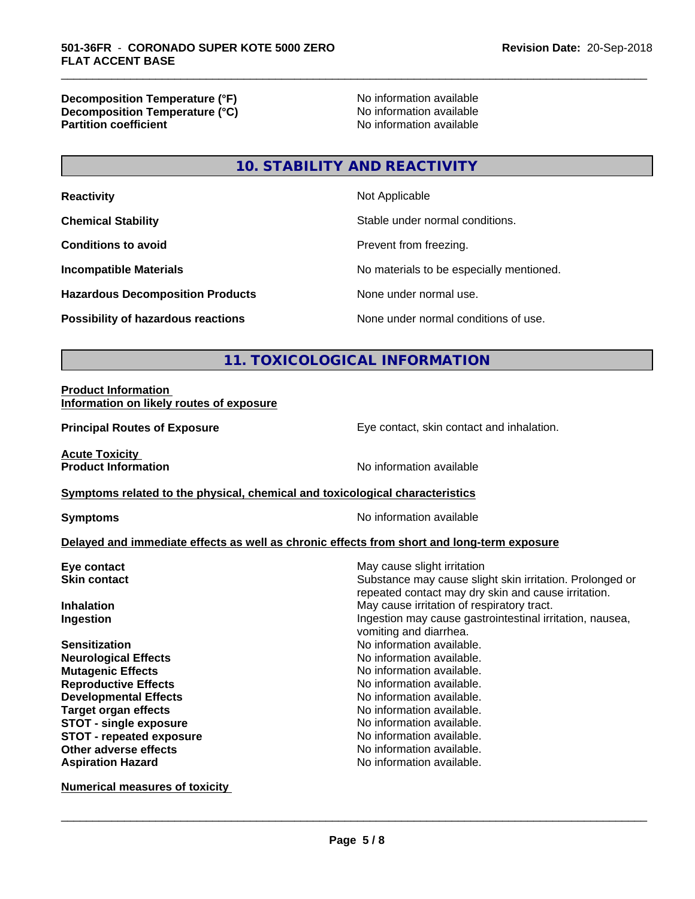**Decomposition Temperature (°F)** No information available
**Decomposition Temperature (°C)** No information available
**Partition coefficient** No information available

## 10. STABILITY AND REACTIVITY

| | |
|---|---|
| **Reactivity** | Not Applicable |
| **Chemical Stability** | Stable under normal conditions. |
| **Conditions to avoid** | Prevent from freezing. |
| **Incompatible Materials** | No materials to be especially mentioned. |
| **Hazardous Decomposition Products** | None under normal use. |
| **Possibility of hazardous reactions** | None under normal conditions of use. |

## 11. TOXICOLOGICAL INFORMATION

**Product Information**
**Information on likely routes of exposure**

**Principal Routes of Exposure** Eye contact, skin contact and inhalation.

**Acute Toxicity**
**Product Information** No information available

**Symptoms related to the physical, chemical and toxicological characteristics**

**Symptoms** No information available

**Delayed and immediate effects as well as chronic effects from short and long-term exposure**

| | |
|---|---|
| **Eye contact** | May cause slight irritation |
| **Skin contact** | Substance may cause slight skin irritation. Prolonged or repeated contact may dry skin and cause irritation. |
| **Inhalation** | May cause irritation of respiratory tract. |
| **Ingestion** | Ingestion may cause gastrointestinal irritation, nausea, vomiting and diarrhea. |
| **Sensitization** | No information available. |
| **Neurological Effects** | No information available. |
| **Mutagenic Effects** | No information available. |
| **Reproductive Effects** | No information available. |
| **Developmental Effects** | No information available. |
| **Target organ effects** | No information available. |
| **STOT - single exposure** | No information available. |
| **STOT - repeated exposure** | No information available. |
| **Other adverse effects** | No information available. |
| **Aspiration Hazard** | No information available. |

**Numerical measures of toxicity**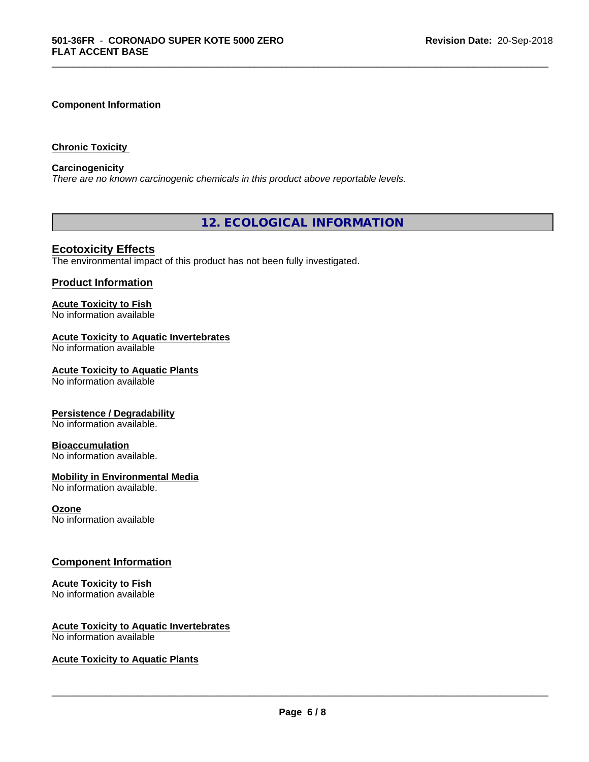**Component Information**

**Chronic Toxicity**

**Carcinogenicity**

*There are no known carcinogenic chemicals in this product above reportable levels.*

## 12. ECOLOGICAL INFORMATION

### Ecotoxicity Effects

The environmental impact of this product has not been fully investigated.

### Product Information

**Acute Toxicity to Fish**

No information available

**Acute Toxicity to Aquatic Invertebrates**

No information available

**Acute Toxicity to Aquatic Plants**

No information available

**Persistence / Degradability**

No information available.

**Bioaccumulation**

No information available.

**Mobility in Environmental Media**

No information available.

**Ozone**

No information available

### Component Information

**Acute Toxicity to Fish**

No information available

**Acute Toxicity to Aquatic Invertebrates**

No information available

**Acute Toxicity to Aquatic Plants**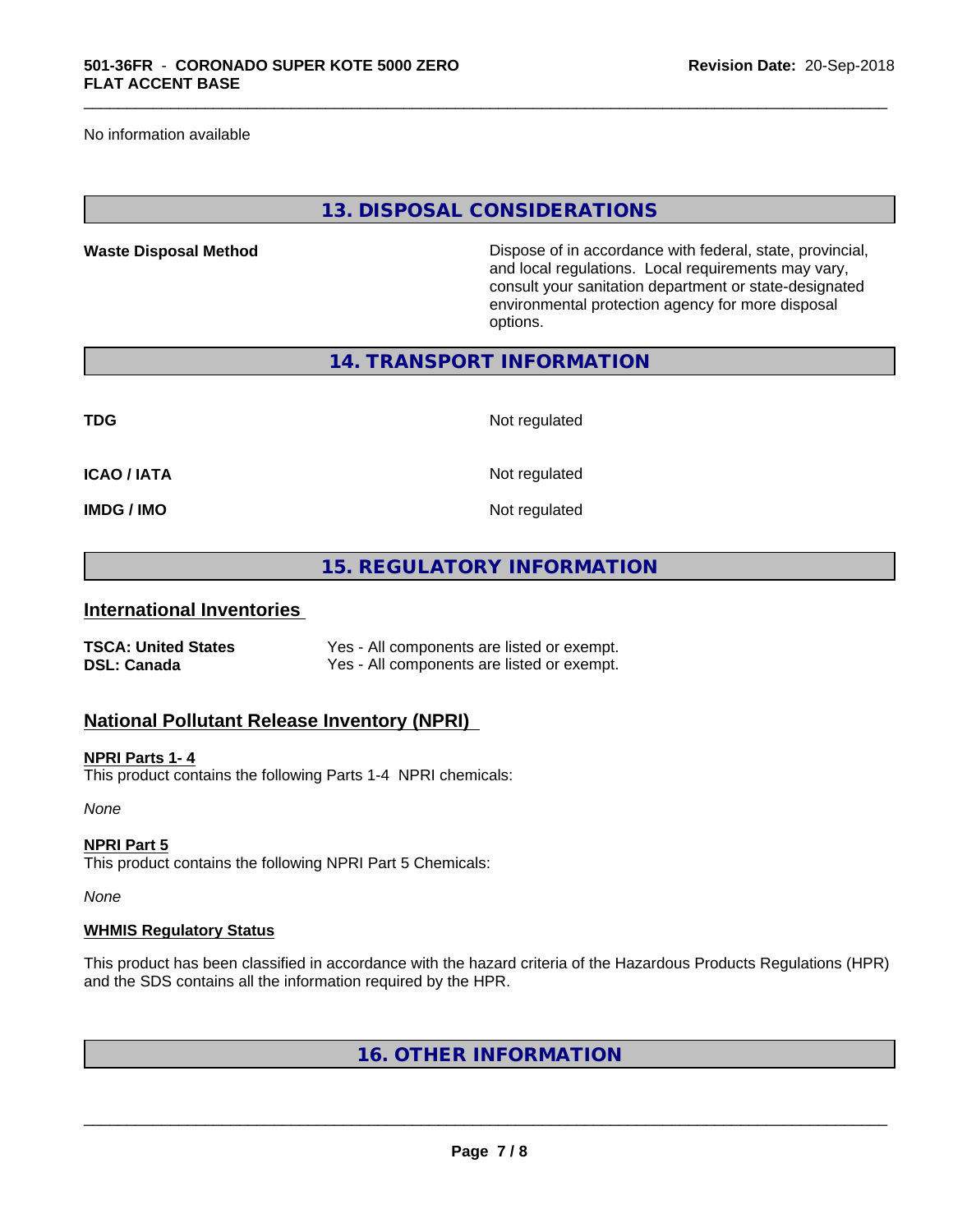No information available

## 13. DISPOSAL CONSIDERATIONS

| | |
|---|---|
| **Waste Disposal Method** | Dispose of in accordance with federal, state, provincial, and local regulations. Local requirements may vary, consult your sanitation department or state-designated environmental protection agency for more disposal options. |

## 14. TRANSPORT INFORMATION

| | |
|---|---|
| **TDG** | Not regulated |
| **ICAO / IATA** | Not regulated |
| **IMDG / IMO** | Not regulated |

## 15. REGULATORY INFORMATION

### International Inventories

| | |
|---|---|
| **TSCA: United States** | Yes - All components are listed or exempt. |
| **DSL: Canada** | Yes - All components are listed or exempt. |

### National Pollutant Release Inventory (NPRI)

**NPRI Parts 1- 4**

This product contains the following Parts 1-4 NPRI chemicals:

*None*

**NPRI Part 5**

This product contains the following NPRI Part 5 Chemicals:

*None*

**WHMIS Regulatory Status**

This product has been classified in accordance with the hazard criteria of the Hazardous Products Regulations (HPR) and the SDS contains all the information required by the HPR.

## 16. OTHER INFORMATION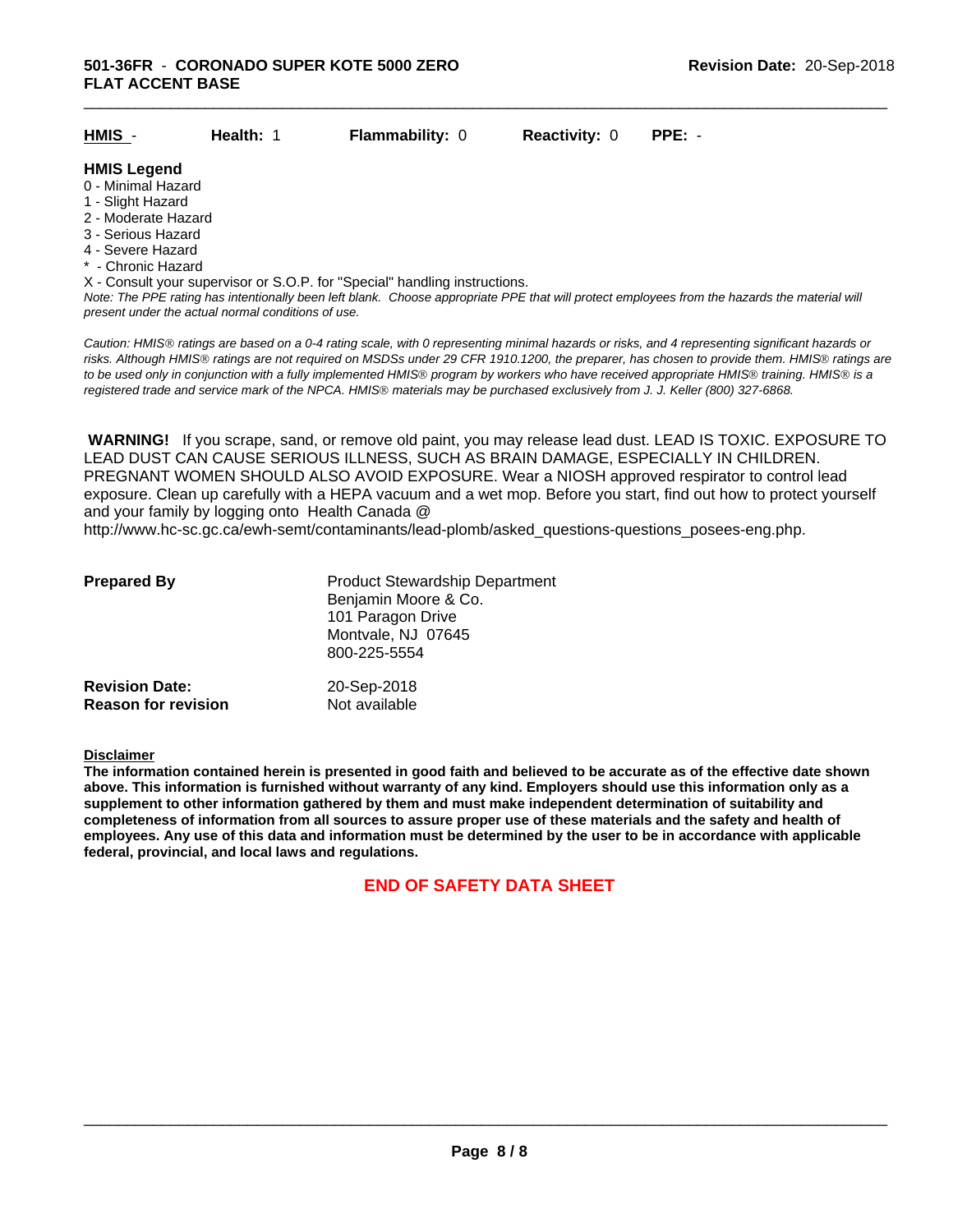| HMIS - | Health: 1 | Flammability: 0 | Reactivity: 0 | PPE: - |
|---|---|---|---|---|

**HMIS Legend**

0 - Minimal Hazard
1 - Slight Hazard
2 - Moderate Hazard
3 - Serious Hazard
4 - Severe Hazard
* - Chronic Hazard
X - Consult your supervisor or S.O.P. for "Special" handling instructions.

*Note: The PPE rating has intentionally been left blank. Choose appropriate PPE that will protect employees from the hazards the material will present under the actual normal conditions of use.*

*Caution: HMIS® ratings are based on a 0-4 rating scale, with 0 representing minimal hazards or risks, and 4 representing significant hazards or risks. Although HMIS® ratings are not required on MSDSs under 29 CFR 1910.1200, the preparer, has chosen to provide them. HMIS® ratings are to be used only in conjunction with a fully implemented HMIS® program by workers who have received appropriate HMIS® training. HMIS® is a registered trade and service mark of the NPCA. HMIS® materials may be purchased exclusively from J. J. Keller (800) 327-6868.*

**WARNING!** If you scrape, sand, or remove old paint, you may release lead dust. LEAD IS TOXIC. EXPOSURE TO LEAD DUST CAN CAUSE SERIOUS ILLNESS, SUCH AS BRAIN DAMAGE, ESPECIALLY IN CHILDREN. PREGNANT WOMEN SHOULD ALSO AVOID EXPOSURE. Wear a NIOSH approved respirator to control lead exposure. Clean up carefully with a HEPA vacuum and a wet mop. Before you start, find out how to protect yourself and your family by logging onto Health Canada @ http://www.hc-sc.gc.ca/ewh-semt/contaminants/lead-plomb/asked_questions-questions_posees-eng.php.

| | |
|---|---|
| **Prepared By** | Product Stewardship Department<br>Benjamin Moore & Co.<br>101 Paragon Drive<br>Montvale, NJ 07645<br>800-225-5554 |
| **Revision Date:** | 20-Sep-2018 |
| **Reason for revision** | Not available |

**Disclaimer**

**The information contained herein is presented in good faith and believed to be accurate as of the effective date shown above. This information is furnished without warranty of any kind. Employers should use this information only as a supplement to other information gathered by them and must make independent determination of suitability and completeness of information from all sources to assure proper use of these materials and the safety and health of employees. Any use of this data and information must be determined by the user to be in accordance with applicable federal, provincial, and local laws and regulations.**

**END OF SAFETY DATA SHEET**